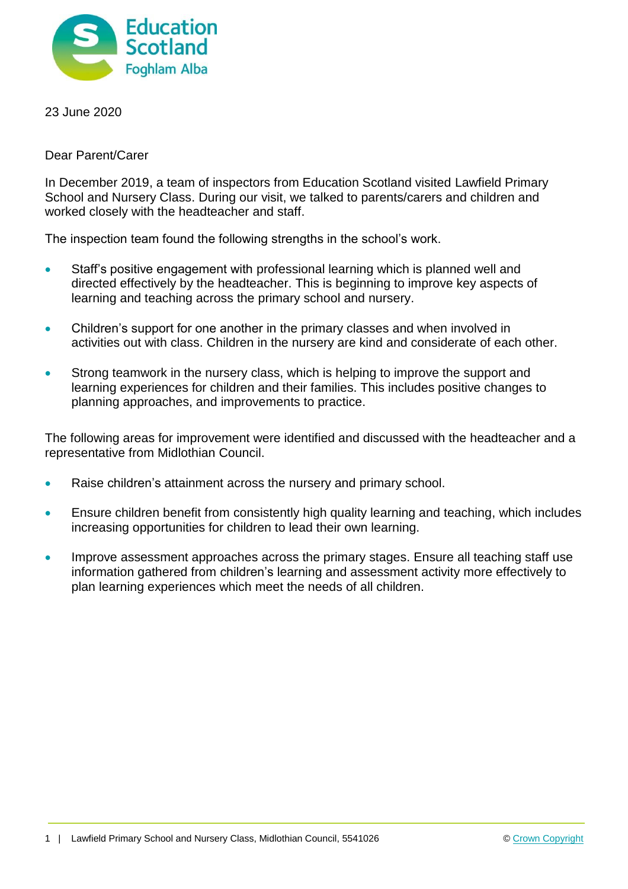23 June 2020

Dear Parent/Carer

In December 2019, a team of inspectors from Education Scotland visited Lawfield Primary School and Nursery Class. During our visit, we talked to parents/carers and children and worked closely with the headteacher and staff.

The inspection team found the following strengths in the school's work.

- Staff's positive engagement with professional learning which is planned well and directed effectively by the headteacher. This is beginning to improve key aspects of learning and teaching across the primary school and nursery.
- Children's support for one another in the primary classes and when involved in activities out with class. Children in the nursery are kind and considerate of each other.
- Strong teamwork in the nursery class, which is helping to improve the support and learning experiences for children and their families. This includes positive changes to planning approaches, and improvements to practice.

The following areas for improvement were identified and discussed with the headteacher and a representative from Midlothian Council.

- Raise children's attainment across the nursery and primary school.
- Ensure children benefit from consistently high quality learning and teaching, which includes increasing opportunities for children to lead their own learning.
- Improve assessment approaches across the primary stages. Ensure all teaching staff use information gathered from children's learning and assessment activity more effectively to plan learning experiences which meet the needs of all children.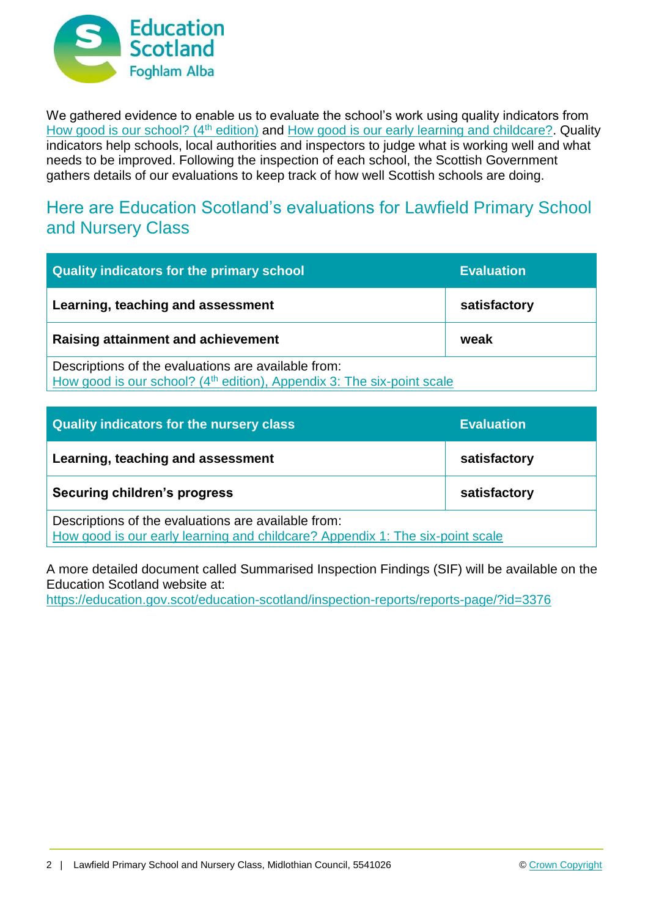We gathered evidence to enable us to evaluate the school's work using quality indicators from How good is our school? (4th edition) and How good is our early learning and childcare?. Quality indicators help schools, local authorities and inspectors to judge what is working well and what needs to be improved. Following the inspection of each school, the Scottish Government gathers details of our evaluations to keep track of how well Scottish schools are doing.

## Here are Education Scotland's evaluations for Lawfield Primary School and Nursery Class

| Quality indicators for the primary school | Evaluation |
|---|---|
| **Learning, teaching and assessment** | **satisfactory** |
| **Raising attainment and achievement** | **weak** |
| Descriptions of the evaluations are available from: How good is our school? (4th edition), Appendix 3: The six-point scale | |

| Quality indicators for the nursery class | Evaluation |
|---|---|
| **Learning, teaching and assessment** | **satisfactory** |
| **Securing children's progress** | **satisfactory** |
| Descriptions of the evaluations are available from: How good is our early learning and childcare? Appendix 1: The six-point scale | |

A more detailed document called Summarised Inspection Findings (SIF) will be available on the Education Scotland website at: https://education.gov.scot/education-scotland/inspection-reports/reports-page/?id=3376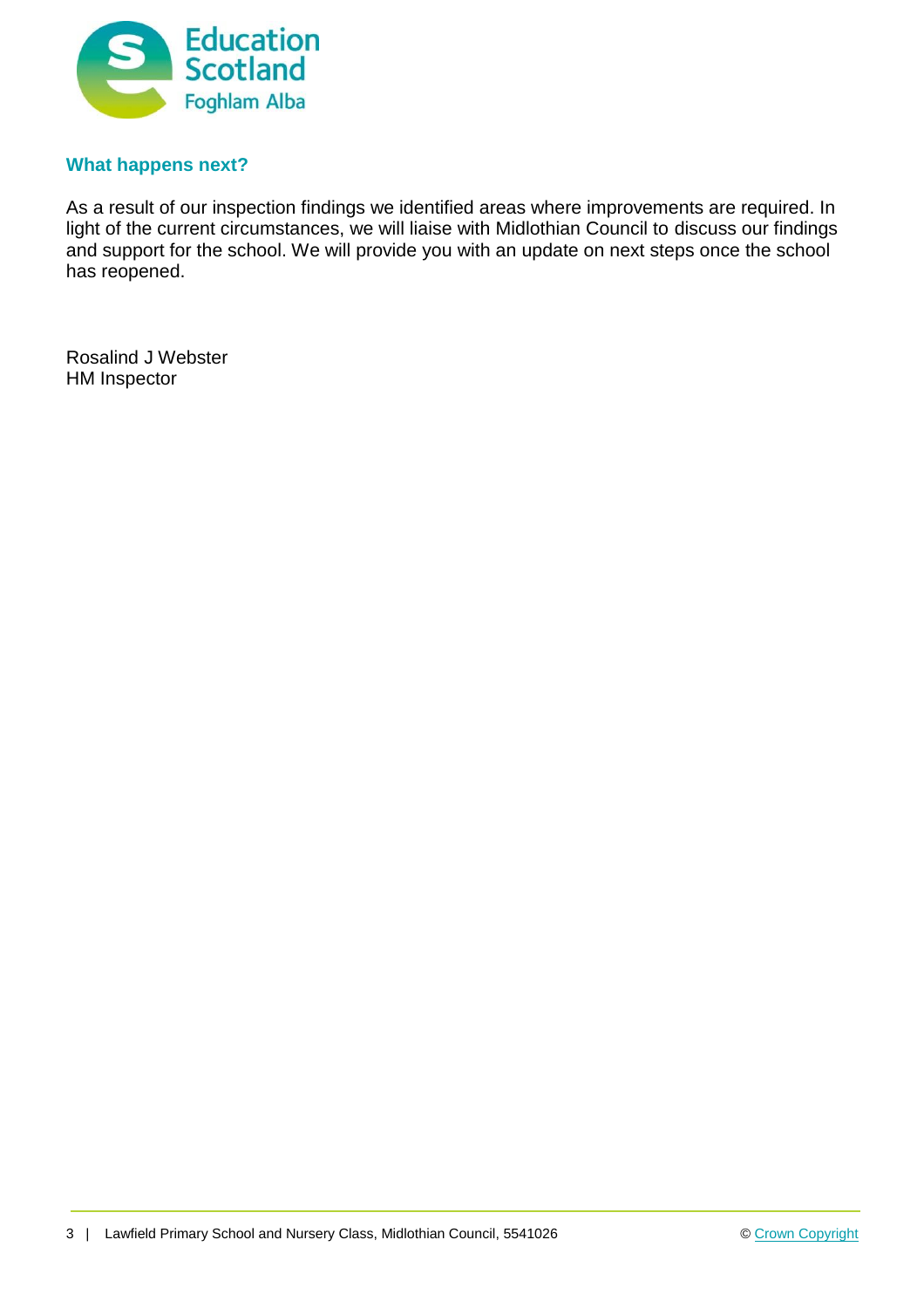## What happens next?

As a result of our inspection findings we identified areas where improvements are required. In light of the current circumstances, we will liaise with Midlothian Council to discuss our findings and support for the school. We will provide you with an update on next steps once the school has reopened.

Rosalind J Webster
HM Inspector